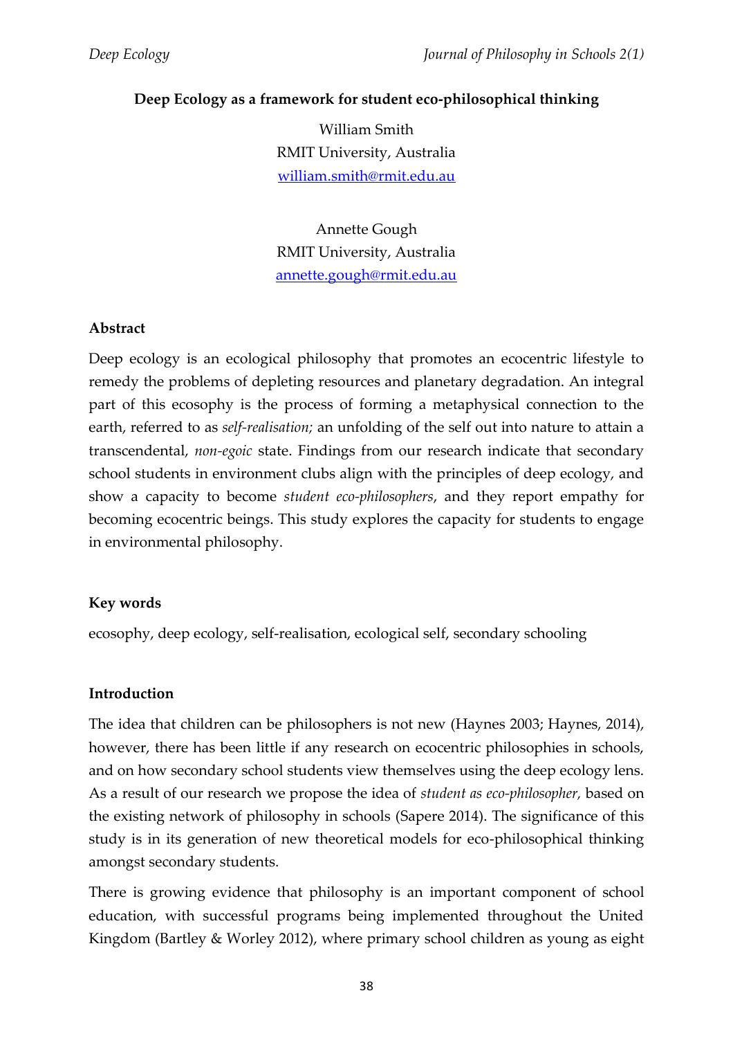**Deep Ecology as a framework for student eco-philosophical thinking**

William Smith
RMIT University, Australia
william.smith@rmit.edu.au

Annette Gough
RMIT University, Australia
annette.gough@rmit.edu.au

## Abstract

Deep ecology is an ecological philosophy that promotes an ecocentric lifestyle to remedy the problems of depleting resources and planetary degradation. An integral part of this ecosophy is the process of forming a metaphysical connection to the earth, referred to as *self-realisation;* an unfolding of the self out into nature to attain a transcendental, *non-egoic* state. Findings from our research indicate that secondary school students in environment clubs align with the principles of deep ecology, and show a capacity to become *student eco-philosophers,* and they report empathy for becoming ecocentric beings. This study explores the capacity for students to engage in environmental philosophy.

## Key words

ecosophy, deep ecology, self-realisation, ecological self, secondary schooling

## Introduction

The idea that children can be philosophers is not new (Haynes 2003; Haynes, 2014), however, there has been little if any research on ecocentric philosophies in schools, and on how secondary school students view themselves using the deep ecology lens. As a result of our research we propose the idea of *student as eco-philosopher,* based on the existing network of philosophy in schools (Sapere 2014). The significance of this study is in its generation of new theoretical models for eco-philosophical thinking amongst secondary students.

There is growing evidence that philosophy is an important component of school education, with successful programs being implemented throughout the United Kingdom (Bartley & Worley 2012), where primary school children as young as eight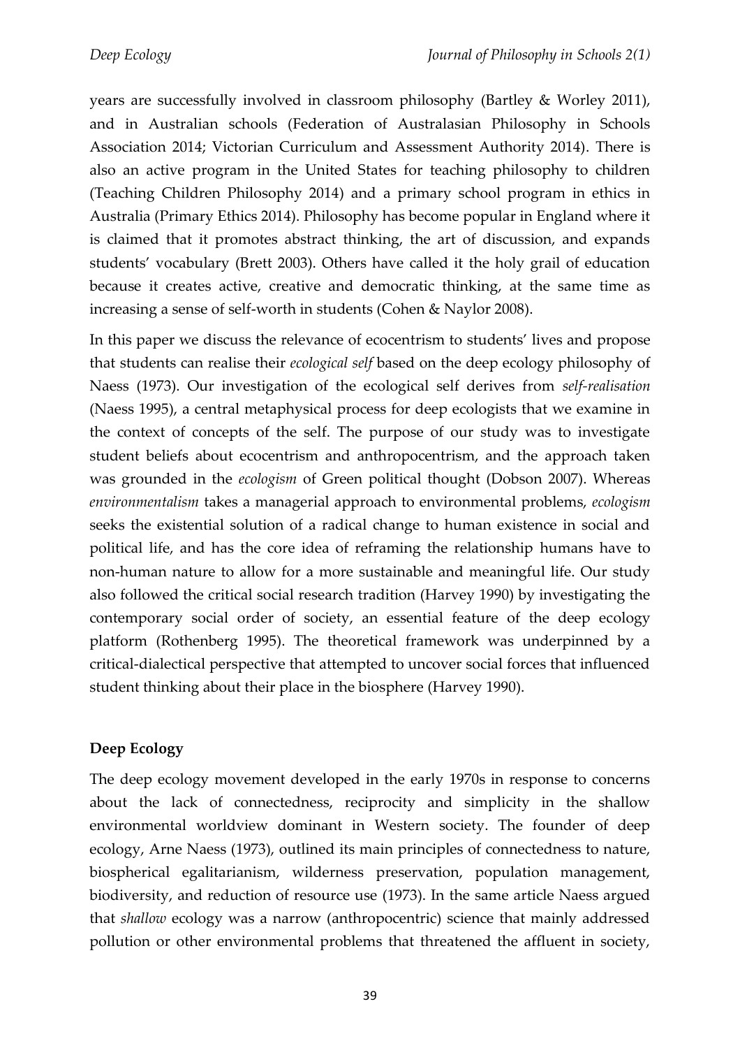years are successfully involved in classroom philosophy (Bartley & Worley 2011), and in Australian schools (Federation of Australasian Philosophy in Schools Association 2014; Victorian Curriculum and Assessment Authority 2014). There is also an active program in the United States for teaching philosophy to children (Teaching Children Philosophy 2014) and a primary school program in ethics in Australia (Primary Ethics 2014). Philosophy has become popular in England where it is claimed that it promotes abstract thinking, the art of discussion, and expands students' vocabulary (Brett 2003). Others have called it the holy grail of education because it creates active, creative and democratic thinking, at the same time as increasing a sense of self-worth in students (Cohen & Naylor 2008).

In this paper we discuss the relevance of ecocentrism to students' lives and propose that students can realise their *ecological self* based on the deep ecology philosophy of Naess (1973). Our investigation of the ecological self derives from *self-realisation* (Naess 1995), a central metaphysical process for deep ecologists that we examine in the context of concepts of the self. The purpose of our study was to investigate student beliefs about ecocentrism and anthropocentrism, and the approach taken was grounded in the *ecologism* of Green political thought (Dobson 2007). Whereas *environmentalism* takes a managerial approach to environmental problems, *ecologism* seeks the existential solution of a radical change to human existence in social and political life, and has the core idea of reframing the relationship humans have to non-human nature to allow for a more sustainable and meaningful life. Our study also followed the critical social research tradition (Harvey 1990) by investigating the contemporary social order of society, an essential feature of the deep ecology platform (Rothenberg 1995). The theoretical framework was underpinned by a critical-dialectical perspective that attempted to uncover social forces that influenced student thinking about their place in the biosphere (Harvey 1990).

## Deep Ecology

The deep ecology movement developed in the early 1970s in response to concerns about the lack of connectedness, reciprocity and simplicity in the shallow environmental worldview dominant in Western society. The founder of deep ecology, Arne Naess (1973), outlined its main principles of connectedness to nature, biospherical egalitarianism, wilderness preservation, population management, biodiversity, and reduction of resource use (1973). In the same article Naess argued that *shallow* ecology was a narrow (anthropocentric) science that mainly addressed pollution or other environmental problems that threatened the affluent in society,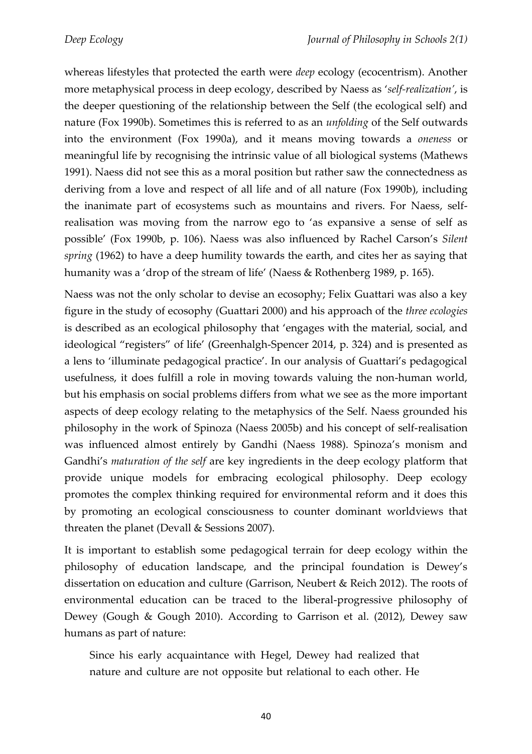whereas lifestyles that protected the earth were *deep* ecology (ecocentrism). Another more metaphysical process in deep ecology, described by Naess as '*self-realization*', is the deeper questioning of the relationship between the Self (the ecological self) and nature (Fox 1990b). Sometimes this is referred to as an *unfolding* of the Self outwards into the environment (Fox 1990a), and it means moving towards a *oneness* or meaningful life by recognising the intrinsic value of all biological systems (Mathews 1991). Naess did not see this as a moral position but rather saw the connectedness as deriving from a love and respect of all life and of all nature (Fox 1990b), including the inanimate part of ecosystems such as mountains and rivers. For Naess, self-realisation was moving from the narrow ego to 'as expansive a sense of self as possible' (Fox 1990b, p. 106). Naess was also influenced by Rachel Carson's *Silent spring* (1962) to have a deep humility towards the earth, and cites her as saying that humanity was a 'drop of the stream of life' (Naess & Rothenberg 1989, p. 165).

Naess was not the only scholar to devise an ecosophy; Felix Guattari was also a key figure in the study of ecosophy (Guattari 2000) and his approach of the *three ecologies* is described as an ecological philosophy that 'engages with the material, social, and ideological "registers" of life' (Greenhalgh-Spencer 2014, p. 324) and is presented as a lens to 'illuminate pedagogical practice'. In our analysis of Guattari's pedagogical usefulness, it does fulfill a role in moving towards valuing the non-human world, but his emphasis on social problems differs from what we see as the more important aspects of deep ecology relating to the metaphysics of the Self. Naess grounded his philosophy in the work of Spinoza (Naess 2005b) and his concept of self-realisation was influenced almost entirely by Gandhi (Naess 1988). Spinoza's monism and Gandhi's *maturation of the self* are key ingredients in the deep ecology platform that provide unique models for embracing ecological philosophy. Deep ecology promotes the complex thinking required for environmental reform and it does this by promoting an ecological consciousness to counter dominant worldviews that threaten the planet (Devall & Sessions 2007).

It is important to establish some pedagogical terrain for deep ecology within the philosophy of education landscape, and the principal foundation is Dewey's dissertation on education and culture (Garrison, Neubert & Reich 2012). The roots of environmental education can be traced to the liberal-progressive philosophy of Dewey (Gough & Gough 2010). According to Garrison et al. (2012), Dewey saw humans as part of nature:

> Since his early acquaintance with Hegel, Dewey had realized that nature and culture are not opposite but relational to each other. He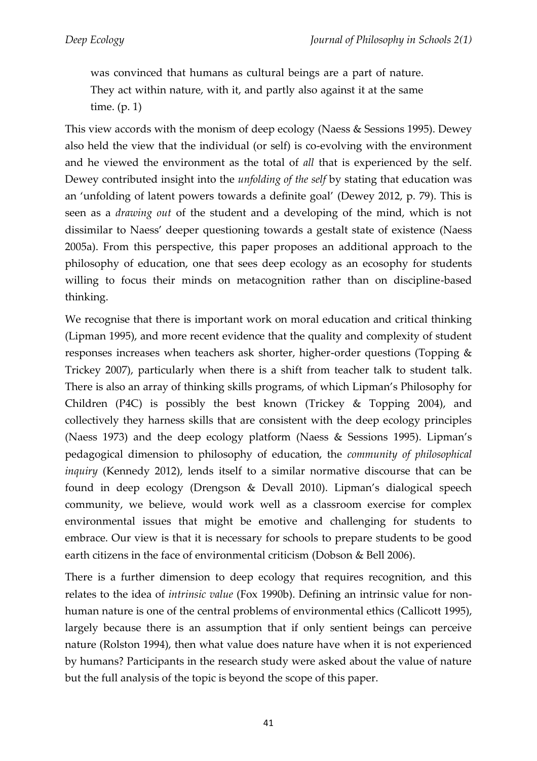> was convinced that humans as cultural beings are a part of nature. They act within nature, with it, and partly also against it at the same time. (p. 1)

This view accords with the monism of deep ecology (Naess & Sessions 1995). Dewey also held the view that the individual (or self) is co-evolving with the environment and he viewed the environment as the total of *all* that is experienced by the self. Dewey contributed insight into the *unfolding of the self* by stating that education was an 'unfolding of latent powers towards a definite goal' (Dewey 2012, p. 79). This is seen as a *drawing out* of the student and a developing of the mind, which is not dissimilar to Naess' deeper questioning towards a gestalt state of existence (Naess 2005a). From this perspective, this paper proposes an additional approach to the philosophy of education, one that sees deep ecology as an ecosophy for students willing to focus their minds on metacognition rather than on discipline-based thinking.

We recognise that there is important work on moral education and critical thinking (Lipman 1995), and more recent evidence that the quality and complexity of student responses increases when teachers ask shorter, higher-order questions (Topping & Trickey 2007), particularly when there is a shift from teacher talk to student talk. There is also an array of thinking skills programs, of which Lipman's Philosophy for Children (P4C) is possibly the best known (Trickey & Topping 2004), and collectively they harness skills that are consistent with the deep ecology principles (Naess 1973) and the deep ecology platform (Naess & Sessions 1995). Lipman's pedagogical dimension to philosophy of education, the *community of philosophical inquiry* (Kennedy 2012), lends itself to a similar normative discourse that can be found in deep ecology (Drengson & Devall 2010). Lipman's dialogical speech community, we believe, would work well as a classroom exercise for complex environmental issues that might be emotive and challenging for students to embrace. Our view is that it is necessary for schools to prepare students to be good earth citizens in the face of environmental criticism (Dobson & Bell 2006).

There is a further dimension to deep ecology that requires recognition, and this relates to the idea of *intrinsic value* (Fox 1990b). Defining an intrinsic value for non-human nature is one of the central problems of environmental ethics (Callicott 1995), largely because there is an assumption that if only sentient beings can perceive nature (Rolston 1994), then what value does nature have when it is not experienced by humans? Participants in the research study were asked about the value of nature but the full analysis of the topic is beyond the scope of this paper.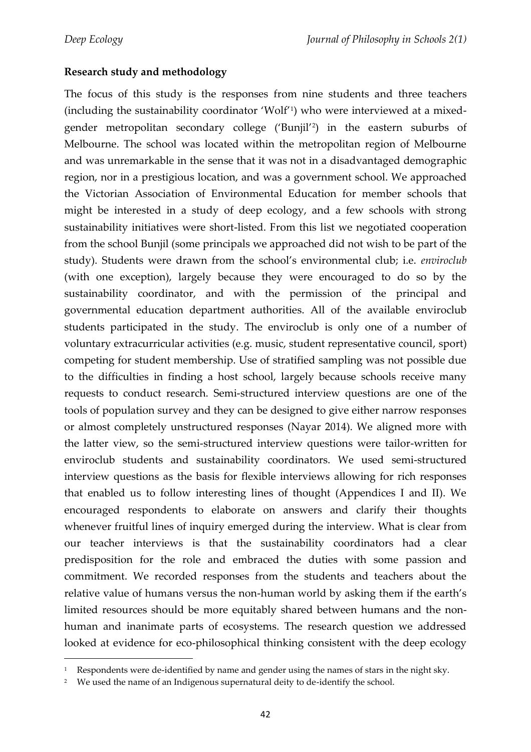**Research study and methodology**

The focus of this study is the responses from nine students and three teachers (including the sustainability coordinator 'Wolf'[1]) who were interviewed at a mixed-gender metropolitan secondary college ('Bunjil'[2]) in the eastern suburbs of Melbourne. The school was located within the metropolitan region of Melbourne and was unremarkable in the sense that it was not in a disadvantaged demographic region, nor in a prestigious location, and was a government school. We approached the Victorian Association of Environmental Education for member schools that might be interested in a study of deep ecology, and a few schools with strong sustainability initiatives were short-listed. From this list we negotiated cooperation from the school Bunjil (some principals we approached did not wish to be part of the study). Students were drawn from the school's environmental club; i.e. *enviroclub* (with one exception), largely because they were encouraged to do so by the sustainability coordinator, and with the permission of the principal and governmental education department authorities. All of the available enviroclub students participated in the study. The enviroclub is only one of a number of voluntary extracurricular activities (e.g. music, student representative council, sport) competing for student membership. Use of stratified sampling was not possible due to the difficulties in finding a host school, largely because schools receive many requests to conduct research. Semi-structured interview questions are one of the tools of population survey and they can be designed to give either narrow responses or almost completely unstructured responses (Nayar 2014). We aligned more with the latter view, so the semi-structured interview questions were tailor-written for enviroclub students and sustainability coordinators. We used semi-structured interview questions as the basis for flexible interviews allowing for rich responses that enabled us to follow interesting lines of thought (Appendices I and II). We encouraged respondents to elaborate on answers and clarify their thoughts whenever fruitful lines of inquiry emerged during the interview. What is clear from our teacher interviews is that the sustainability coordinators had a clear predisposition for the role and embraced the duties with some passion and commitment. We recorded responses from the students and teachers about the relative value of humans versus the non-human world by asking them if the earth's limited resources should be more equitably shared between humans and the non-human and inanimate parts of ecosystems. The research question we addressed looked at evidence for eco-philosophical thinking consistent with the deep ecology

---

[1] Respondents were de-identified by name and gender using the names of stars in the night sky.

[2] We used the name of an Indigenous supernatural deity to de-identify the school.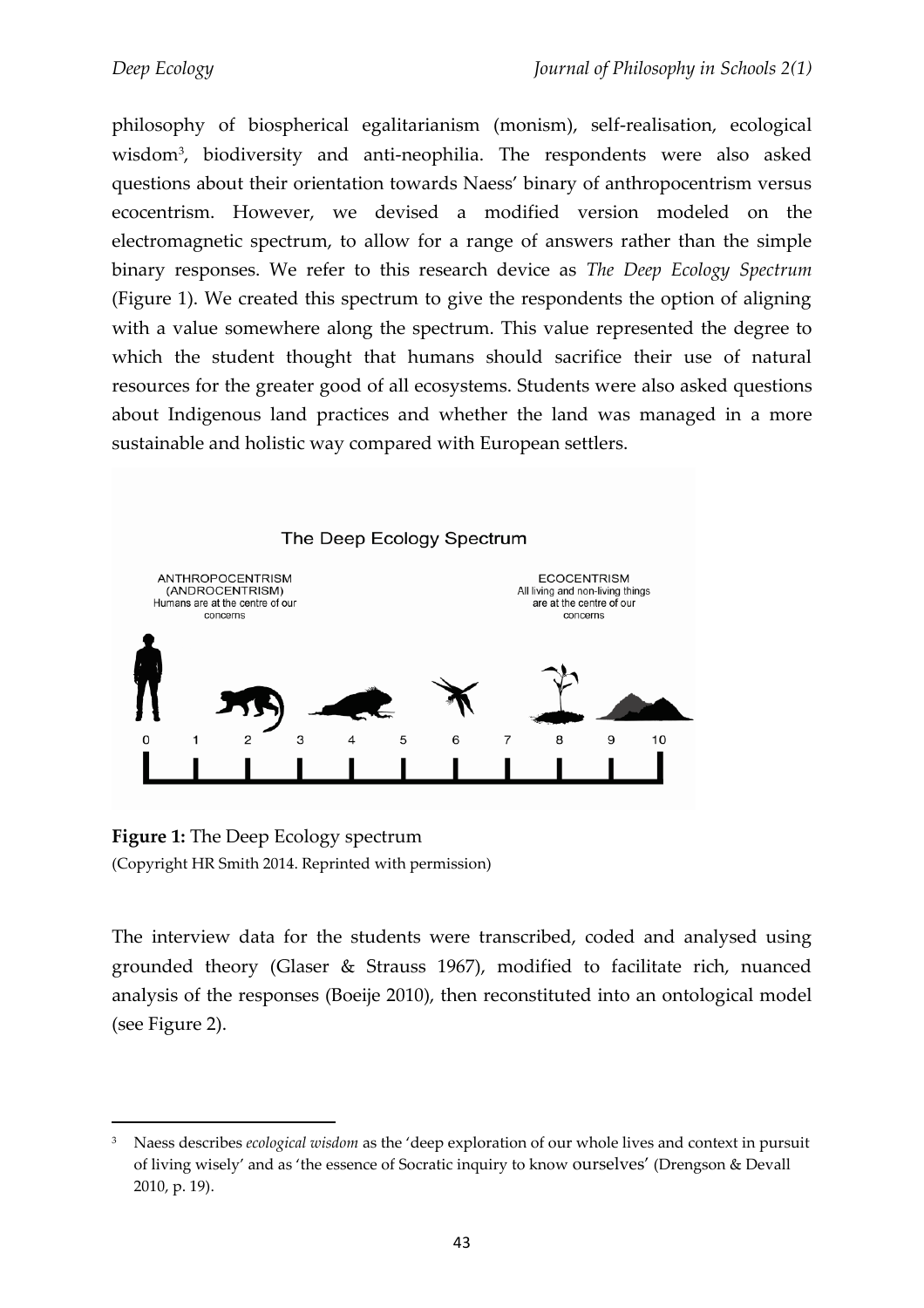philosophy of biospherical egalitarianism (monism), self-realisation, ecological wisdom[3], biodiversity and anti-neophilia. The respondents were also asked questions about their orientation towards Naess' binary of anthropocentrism versus ecocentrism. However, we devised a modified version modeled on the electromagnetic spectrum, to allow for a range of answers rather than the simple binary responses. We refer to this research device as *The Deep Ecology Spectrum* (Figure 1). We created this spectrum to give the respondents the option of aligning with a value somewhere along the spectrum. This value represented the degree to which the student thought that humans should sacrifice their use of natural resources for the greater good of all ecosystems. Students were also asked questions about Indigenous land practices and whether the land was managed in a more sustainable and holistic way compared with European settlers.

**Figure 1:** The Deep Ecology spectrum
(Copyright HR Smith 2014. Reprinted with permission)

The interview data for the students were transcribed, coded and analysed using grounded theory (Glaser & Strauss 1967), modified to facilitate rich, nuanced analysis of the responses (Boeije 2010), then reconstituted into an ontological model (see Figure 2).

---

[3] Naess describes *ecological wisdom* as the 'deep exploration of our whole lives and context in pursuit of living wisely' and as 'the essence of Socratic inquiry to know ourselves' (Drengson & Devall 2010, p. 19).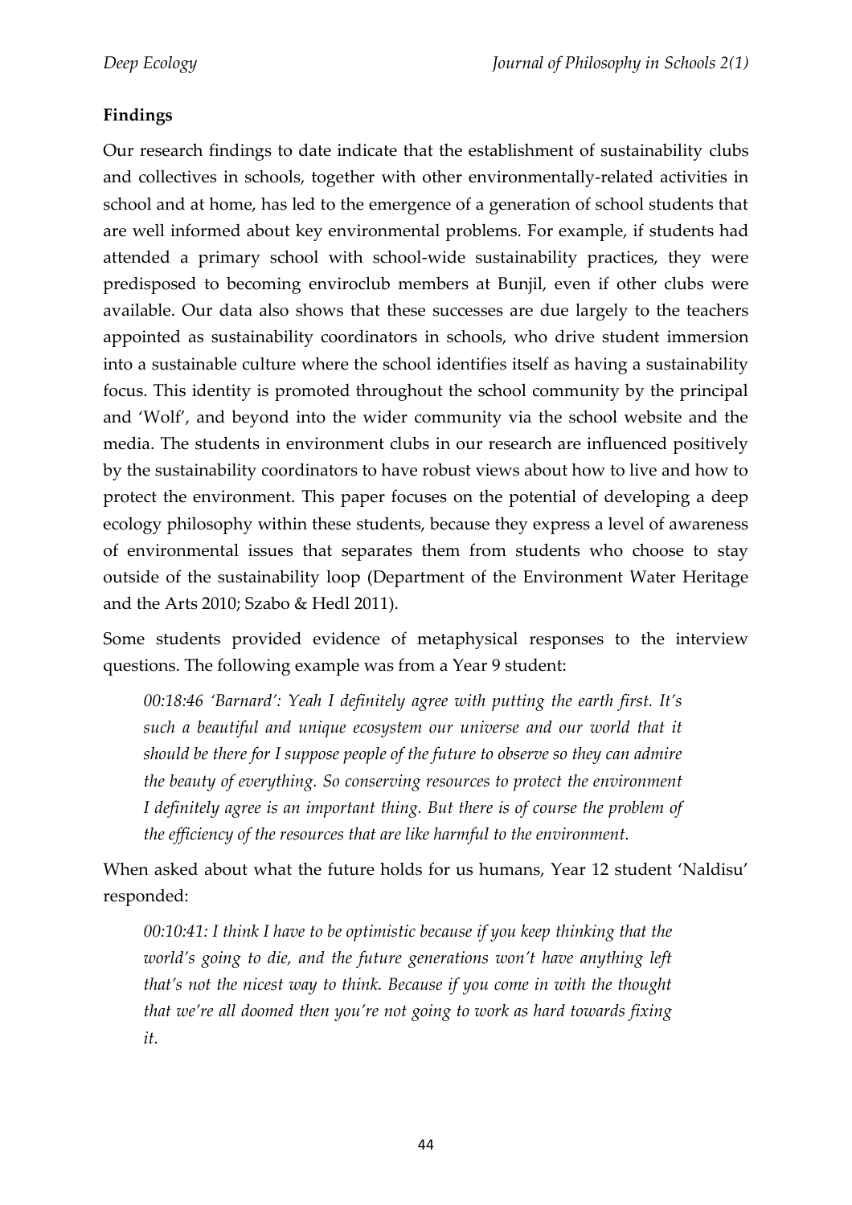**Findings**

Our research findings to date indicate that the establishment of sustainability clubs and collectives in schools, together with other environmentally-related activities in school and at home, has led to the emergence of a generation of school students that are well informed about key environmental problems. For example, if students had attended a primary school with school-wide sustainability practices, they were predisposed to becoming enviroclub members at Bunjil, even if other clubs were available. Our data also shows that these successes are due largely to the teachers appointed as sustainability coordinators in schools, who drive student immersion into a sustainable culture where the school identifies itself as having a sustainability focus. This identity is promoted throughout the school community by the principal and 'Wolf', and beyond into the wider community via the school website and the media. The students in environment clubs in our research are influenced positively by the sustainability coordinators to have robust views about how to live and how to protect the environment. This paper focuses on the potential of developing a deep ecology philosophy within these students, because they express a level of awareness of environmental issues that separates them from students who choose to stay outside of the sustainability loop (Department of the Environment Water Heritage and the Arts 2010; Szabo & Hedl 2011).

Some students provided evidence of metaphysical responses to the interview questions. The following example was from a Year 9 student:

> *00:18:46 'Barnard': Yeah I definitely agree with putting the earth first. It's such a beautiful and unique ecosystem our universe and our world that it should be there for I suppose people of the future to observe so they can admire the beauty of everything. So conserving resources to protect the environment I definitely agree is an important thing. But there is of course the problem of the efficiency of the resources that are like harmful to the environment.*

When asked about what the future holds for us humans, Year 12 student 'Naldisu' responded:

> *00:10:41: I think I have to be optimistic because if you keep thinking that the world's going to die, and the future generations won't have anything left that's not the nicest way to think. Because if you come in with the thought that we're all doomed then you're not going to work as hard towards fixing it.*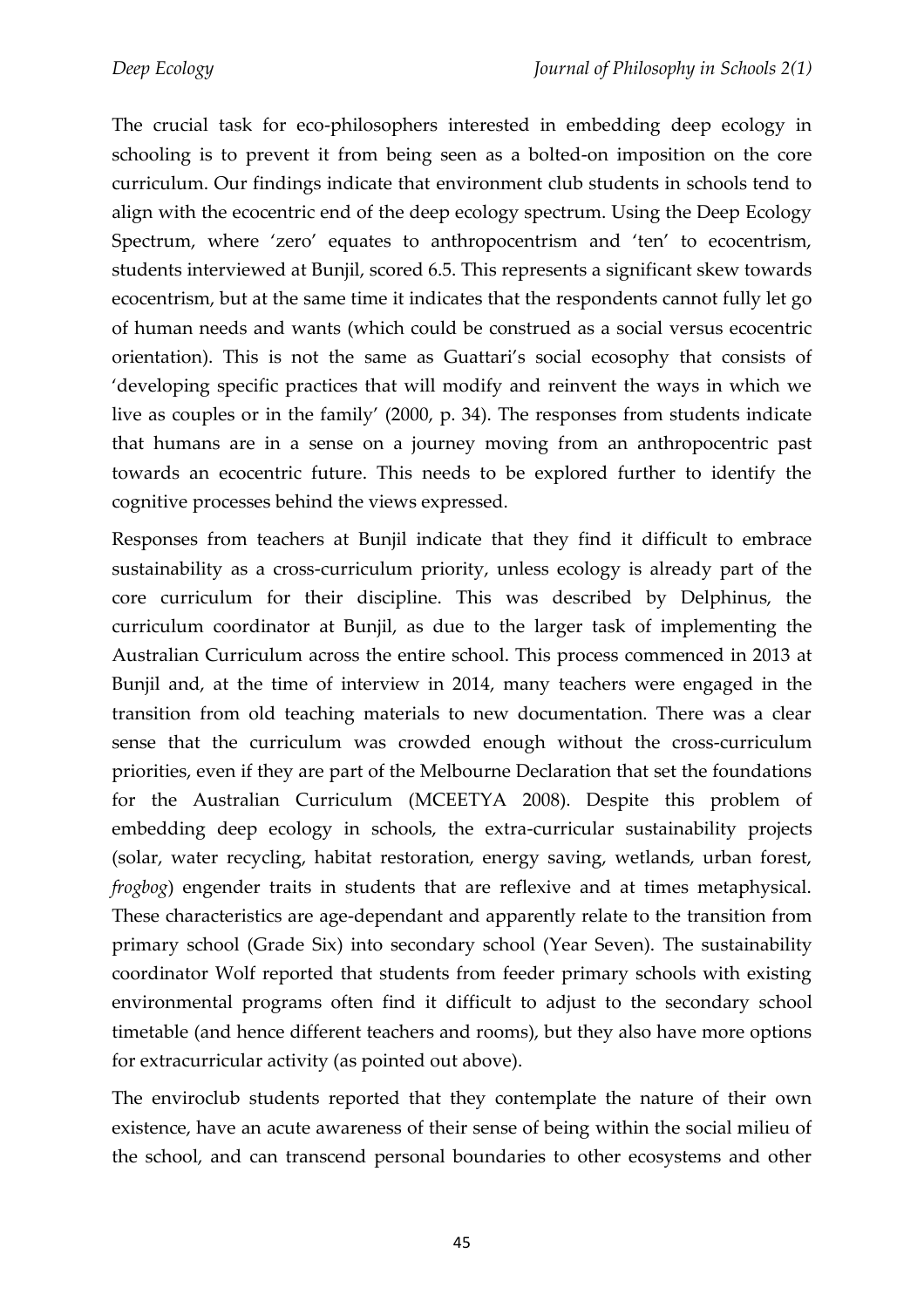The crucial task for eco-philosophers interested in embedding deep ecology in schooling is to prevent it from being seen as a bolted-on imposition on the core curriculum. Our findings indicate that environment club students in schools tend to align with the ecocentric end of the deep ecology spectrum. Using the Deep Ecology Spectrum, where 'zero' equates to anthropocentrism and 'ten' to ecocentrism, students interviewed at Bunjil, scored 6.5. This represents a significant skew towards ecocentrism, but at the same time it indicates that the respondents cannot fully let go of human needs and wants (which could be construed as a social versus ecocentric orientation). This is not the same as Guattari's social ecosophy that consists of 'developing specific practices that will modify and reinvent the ways in which we live as couples or in the family' (2000, p. 34). The responses from students indicate that humans are in a sense on a journey moving from an anthropocentric past towards an ecocentric future. This needs to be explored further to identify the cognitive processes behind the views expressed.

Responses from teachers at Bunjil indicate that they find it difficult to embrace sustainability as a cross-curriculum priority, unless ecology is already part of the core curriculum for their discipline. This was described by Delphinus, the curriculum coordinator at Bunjil, as due to the larger task of implementing the Australian Curriculum across the entire school. This process commenced in 2013 at Bunjil and, at the time of interview in 2014, many teachers were engaged in the transition from old teaching materials to new documentation. There was a clear sense that the curriculum was crowded enough without the cross-curriculum priorities, even if they are part of the Melbourne Declaration that set the foundations for the Australian Curriculum (MCEETYA 2008). Despite this problem of embedding deep ecology in schools, the extra-curricular sustainability projects (solar, water recycling, habitat restoration, energy saving, wetlands, urban forest, *frogbog*) engender traits in students that are reflexive and at times metaphysical. These characteristics are age-dependant and apparently relate to the transition from primary school (Grade Six) into secondary school (Year Seven). The sustainability coordinator Wolf reported that students from feeder primary schools with existing environmental programs often find it difficult to adjust to the secondary school timetable (and hence different teachers and rooms), but they also have more options for extracurricular activity (as pointed out above).

The enviroclub students reported that they contemplate the nature of their own existence, have an acute awareness of their sense of being within the social milieu of the school, and can transcend personal boundaries to other ecosystems and other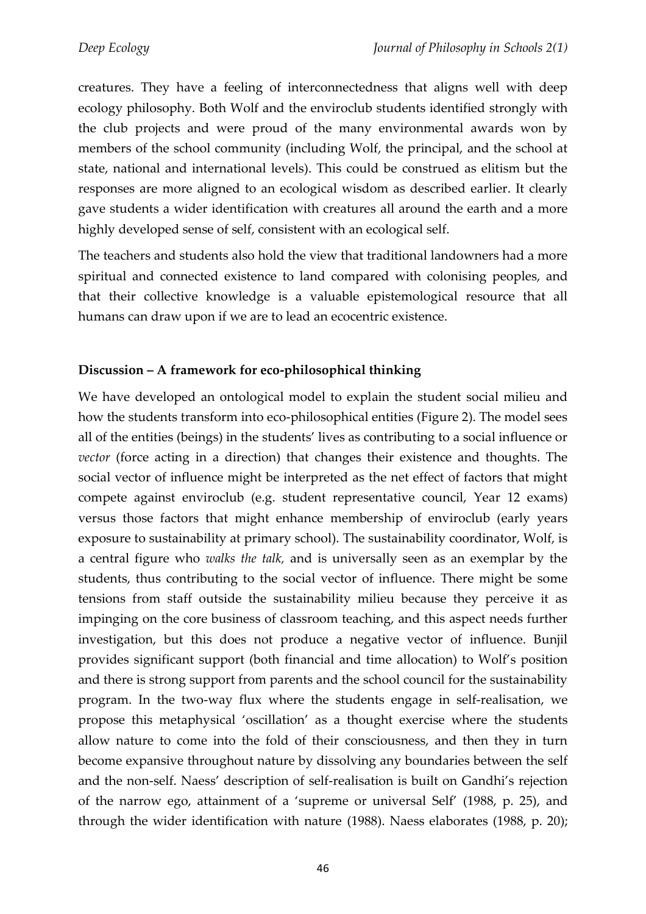creatures. They have a feeling of interconnectedness that aligns well with deep ecology philosophy. Both Wolf and the enviroclub students identified strongly with the club projects and were proud of the many environmental awards won by members of the school community (including Wolf, the principal, and the school at state, national and international levels). This could be construed as elitism but the responses are more aligned to an ecological wisdom as described earlier. It clearly gave students a wider identification with creatures all around the earth and a more highly developed sense of self, consistent with an ecological self.

The teachers and students also hold the view that traditional landowners had a more spiritual and connected existence to land compared with colonising peoples, and that their collective knowledge is a valuable epistemological resource that all humans can draw upon if we are to lead an ecocentric existence.

**Discussion – A framework for eco-philosophical thinking**

We have developed an ontological model to explain the student social milieu and how the students transform into eco-philosophical entities (Figure 2). The model sees all of the entities (beings) in the students' lives as contributing to a social influence or *vector* (force acting in a direction) that changes their existence and thoughts. The social vector of influence might be interpreted as the net effect of factors that might compete against enviroclub (e.g. student representative council, Year 12 exams) versus those factors that might enhance membership of enviroclub (early years exposure to sustainability at primary school). The sustainability coordinator, Wolf, is a central figure who *walks the talk,* and is universally seen as an exemplar by the students, thus contributing to the social vector of influence. There might be some tensions from staff outside the sustainability milieu because they perceive it as impinging on the core business of classroom teaching, and this aspect needs further investigation, but this does not produce a negative vector of influence. Bunjil provides significant support (both financial and time allocation) to Wolf's position and there is strong support from parents and the school council for the sustainability program. In the two-way flux where the students engage in self-realisation, we propose this metaphysical 'oscillation' as a thought exercise where the students allow nature to come into the fold of their consciousness, and then they in turn become expansive throughout nature by dissolving any boundaries between the self and the non-self. Naess' description of self-realisation is built on Gandhi's rejection of the narrow ego, attainment of a 'supreme or universal Self' (1988, p. 25), and through the wider identification with nature (1988). Naess elaborates (1988, p. 20);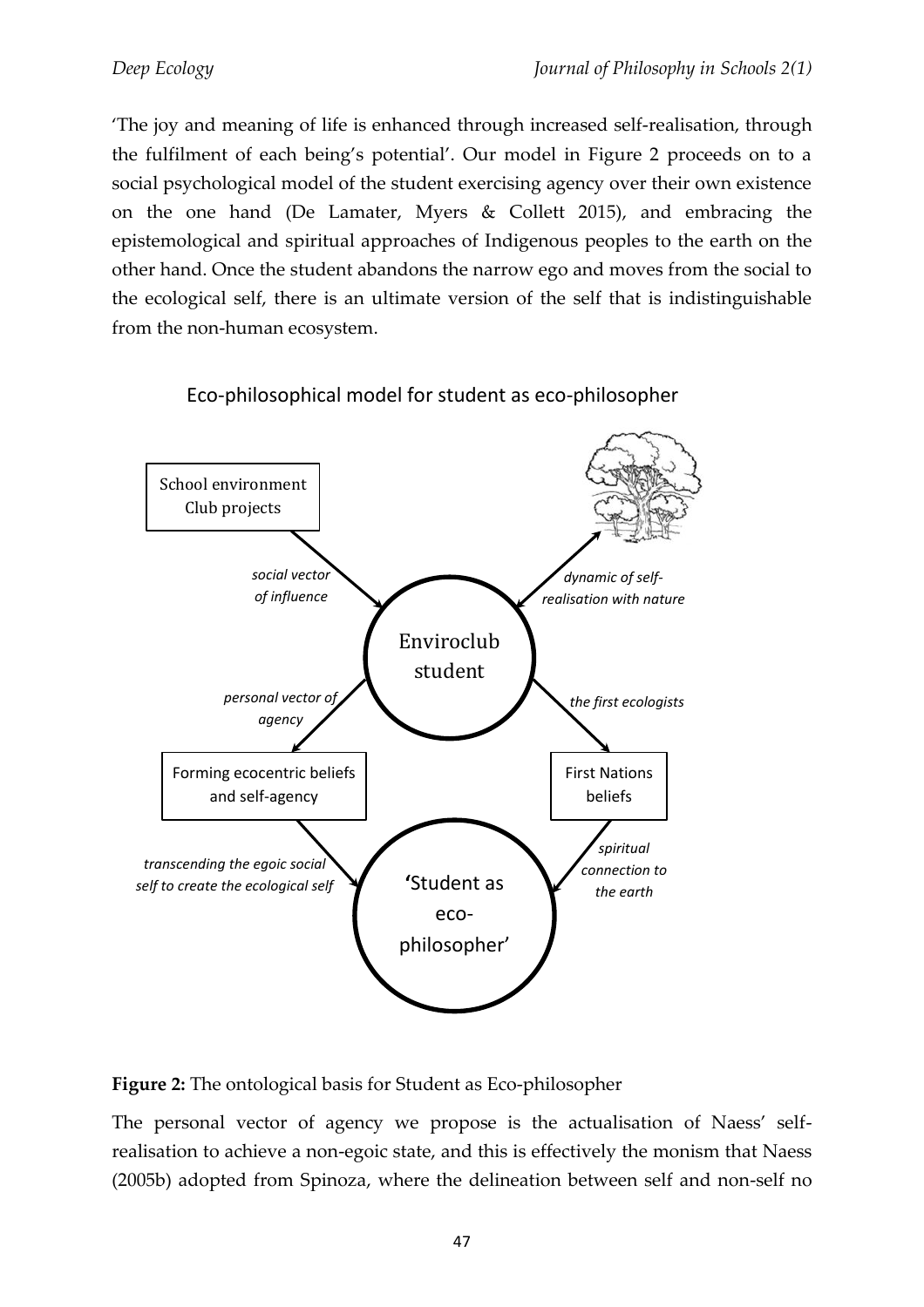'The joy and meaning of life is enhanced through increased self-realisation, through the fulfilment of each being's potential'. Our model in Figure 2 proceeds on to a social psychological model of the student exercising agency over their own existence on the one hand (De Lamater, Myers & Collett 2015), and embracing the epistemological and spiritual approaches of Indigenous peoples to the earth on the other hand. Once the student abandons the narrow ego and moves from the social to the ecological self, there is an ultimate version of the self that is indistinguishable from the non-human ecosystem.

Eco-philosophical model for student as eco-philosopher

School environment Club projects

*social vector of influence*

*dynamic of self-realisation with nature*

Enviroclub student

*personal vector of agency*

*the first ecologists*

Forming ecocentric beliefs and self-agency

First Nations beliefs

*transcending the egoic social self to create the ecological self*

*spiritual connection to the earth*

'Student as eco-philosopher'

**Figure 2:** The ontological basis for Student as Eco-philosopher

The personal vector of agency we propose is the actualisation of Naess' self-realisation to achieve a non-egoic state, and this is effectively the monism that Naess (2005b) adopted from Spinoza, where the delineation between self and non-self no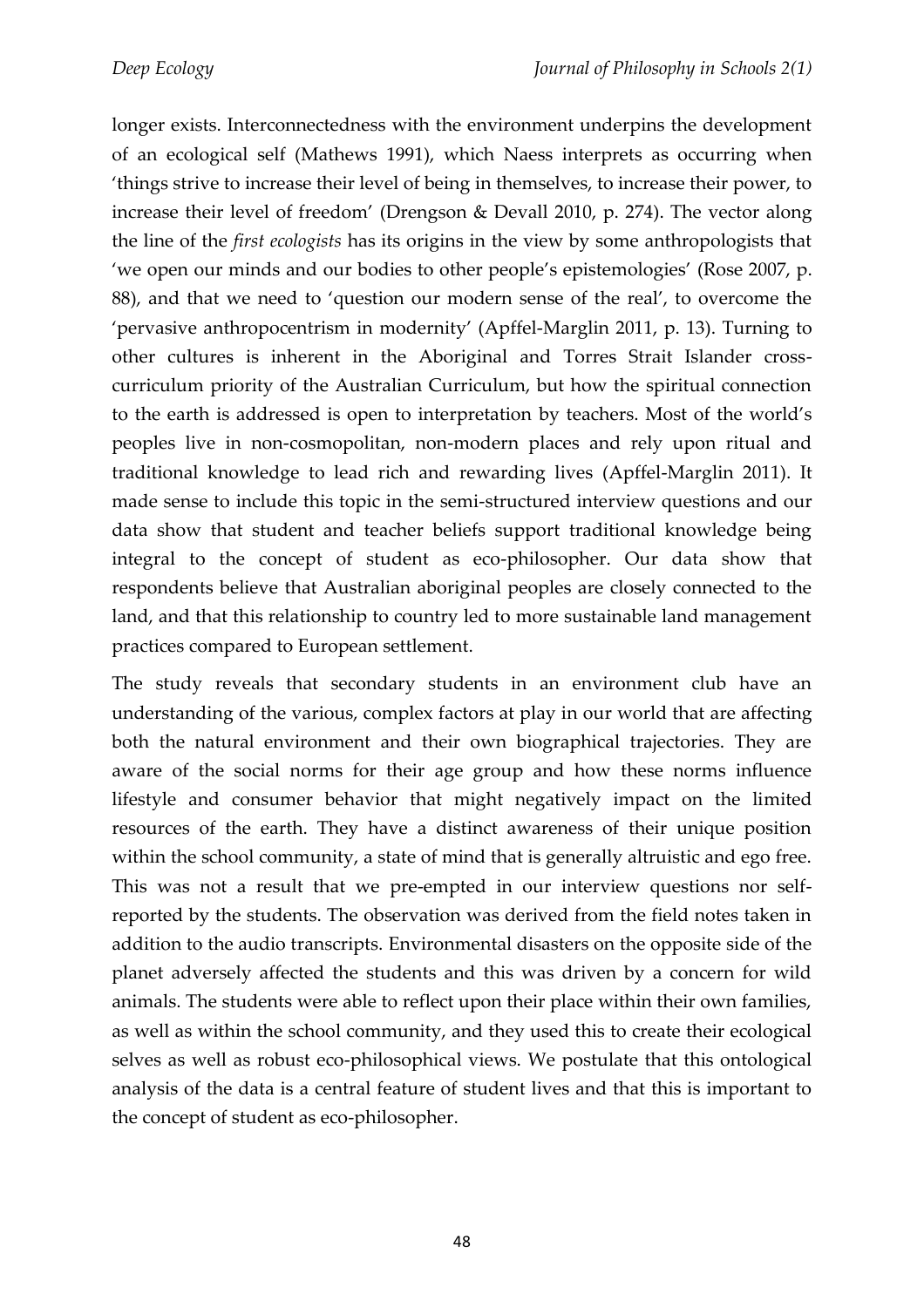longer exists. Interconnectedness with the environment underpins the development of an ecological self (Mathews 1991), which Naess interprets as occurring when 'things strive to increase their level of being in themselves, to increase their power, to increase their level of freedom' (Drengson & Devall 2010, p. 274). The vector along the line of the *first ecologists* has its origins in the view by some anthropologists that 'we open our minds and our bodies to other people's epistemologies' (Rose 2007, p. 88), and that we need to 'question our modern sense of the real', to overcome the 'pervasive anthropocentrism in modernity' (Apffel-Marglin 2011, p. 13). Turning to other cultures is inherent in the Aboriginal and Torres Strait Islander cross-curriculum priority of the Australian Curriculum, but how the spiritual connection to the earth is addressed is open to interpretation by teachers. Most of the world's peoples live in non-cosmopolitan, non-modern places and rely upon ritual and traditional knowledge to lead rich and rewarding lives (Apffel-Marglin 2011). It made sense to include this topic in the semi-structured interview questions and our data show that student and teacher beliefs support traditional knowledge being integral to the concept of student as eco-philosopher. Our data show that respondents believe that Australian aboriginal peoples are closely connected to the land, and that this relationship to country led to more sustainable land management practices compared to European settlement.

The study reveals that secondary students in an environment club have an understanding of the various, complex factors at play in our world that are affecting both the natural environment and their own biographical trajectories. They are aware of the social norms for their age group and how these norms influence lifestyle and consumer behavior that might negatively impact on the limited resources of the earth. They have a distinct awareness of their unique position within the school community, a state of mind that is generally altruistic and ego free. This was not a result that we pre-empted in our interview questions nor self-reported by the students. The observation was derived from the field notes taken in addition to the audio transcripts. Environmental disasters on the opposite side of the planet adversely affected the students and this was driven by a concern for wild animals. The students were able to reflect upon their place within their own families, as well as within the school community, and they used this to create their ecological selves as well as robust eco-philosophical views. We postulate that this ontological analysis of the data is a central feature of student lives and that this is important to the concept of student as eco-philosopher.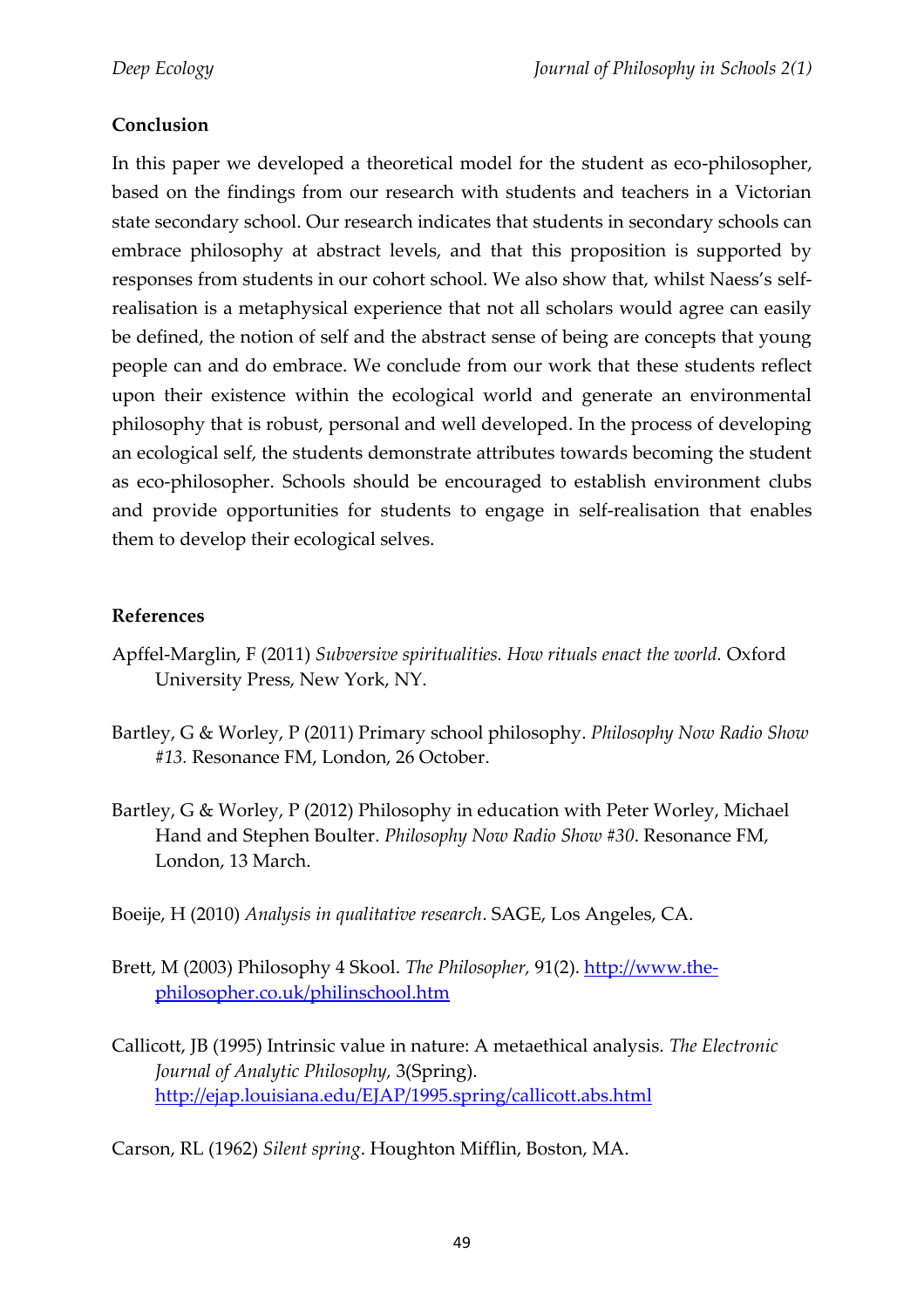## Conclusion

In this paper we developed a theoretical model for the student as eco-philosopher, based on the findings from our research with students and teachers in a Victorian state secondary school. Our research indicates that students in secondary schools can embrace philosophy at abstract levels, and that this proposition is supported by responses from students in our cohort school. We also show that, whilst Naess's self-realisation is a metaphysical experience that not all scholars would agree can easily be defined, the notion of self and the abstract sense of being are concepts that young people can and do embrace. We conclude from our work that these students reflect upon their existence within the ecological world and generate an environmental philosophy that is robust, personal and well developed. In the process of developing an ecological self, the students demonstrate attributes towards becoming the student as eco-philosopher. Schools should be encouraged to establish environment clubs and provide opportunities for students to engage in self-realisation that enables them to develop their ecological selves.

## References

Apffel-Marglin, F (2011) *Subversive spiritualities. How rituals enact the world.* Oxford University Press, New York, NY.

Bartley, G & Worley, P (2011) Primary school philosophy. *Philosophy Now Radio Show #13.* Resonance FM, London, 26 October.

Bartley, G & Worley, P (2012) Philosophy in education with Peter Worley, Michael Hand and Stephen Boulter. *Philosophy Now Radio Show #30*. Resonance FM, London, 13 March.

Boeije, H (2010) *Analysis in qualitative research*. SAGE, Los Angeles, CA.

Brett, M (2003) Philosophy 4 Skool. *The Philosopher,* 91(2). http://www.the-philosopher.co.uk/philinschool.htm

Callicott, JB (1995) Intrinsic value in nature: A metaethical analysis. *The Electronic Journal of Analytic Philosophy,* 3(Spring). http://ejap.louisiana.edu/EJAP/1995.spring/callicott.abs.html

Carson, RL (1962) *Silent spring*. Houghton Mifflin, Boston, MA.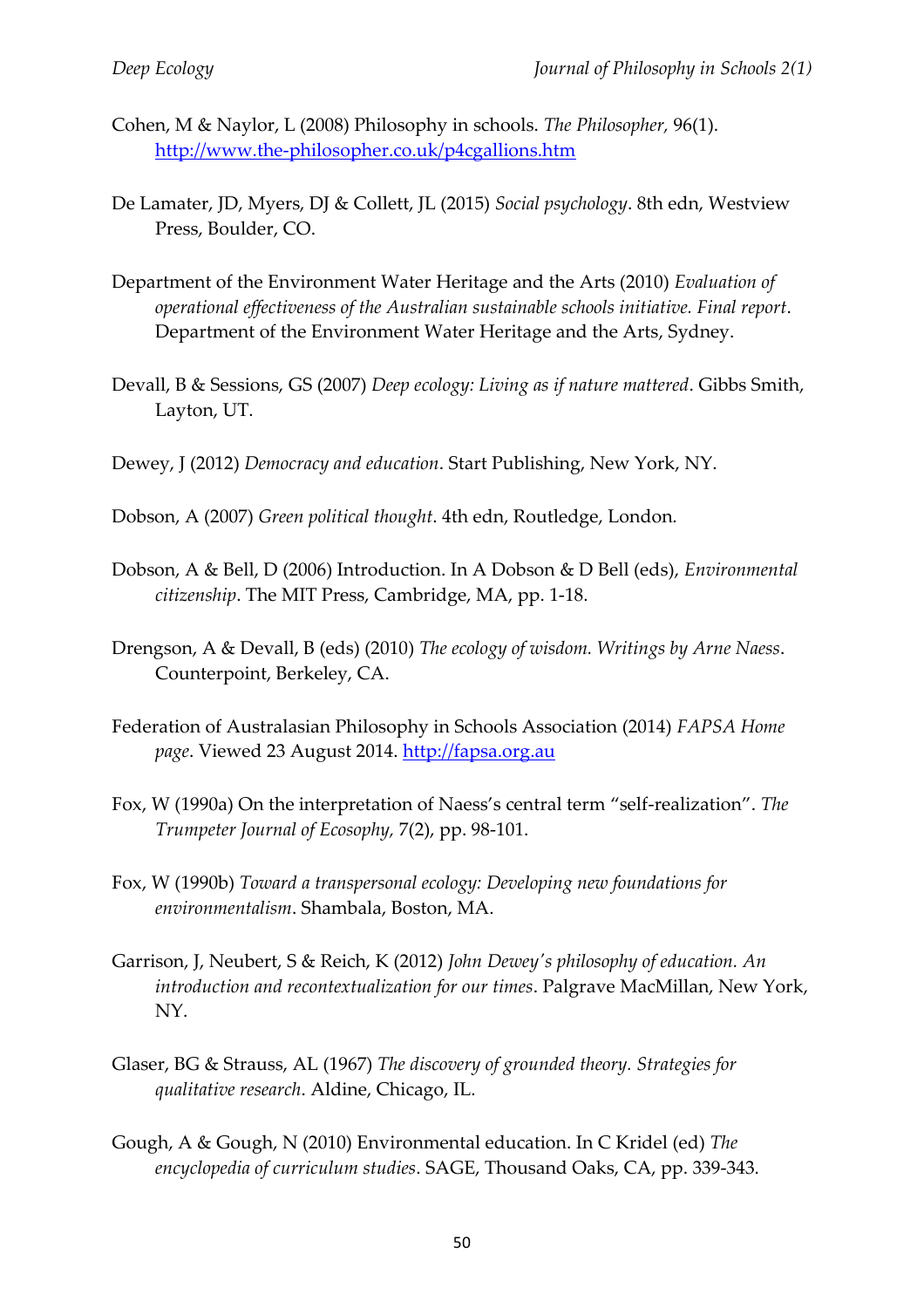Cohen, M & Naylor, L (2008) Philosophy in schools. *The Philosopher,* 96(1). http://www.the-philosopher.co.uk/p4cgallions.htm

De Lamater, JD, Myers, DJ & Collett, JL (2015) *Social psychology*. 8th edn, Westview Press, Boulder, CO.

Department of the Environment Water Heritage and the Arts (2010) *Evaluation of operational effectiveness of the Australian sustainable schools initiative. Final report*. Department of the Environment Water Heritage and the Arts, Sydney.

Devall, B & Sessions, GS (2007) *Deep ecology: Living as if nature mattered*. Gibbs Smith, Layton, UT.

Dewey, J (2012) *Democracy and education*. Start Publishing, New York, NY.

Dobson, A (2007) *Green political thought*. 4th edn, Routledge, London.

Dobson, A & Bell, D (2006) Introduction. In A Dobson & D Bell (eds), *Environmental citizenship*. The MIT Press, Cambridge, MA, pp. 1-18.

Drengson, A & Devall, B (eds) (2010) *The ecology of wisdom. Writings by Arne Naess*. Counterpoint, Berkeley, CA.

Federation of Australasian Philosophy in Schools Association (2014) *FAPSA Home page*. Viewed 23 August 2014. http://fapsa.org.au

Fox, W (1990a) On the interpretation of Naess's central term "self-realization". *The Trumpeter Journal of Ecosophy,* 7(2), pp. 98-101.

Fox, W (1990b) *Toward a transpersonal ecology: Developing new foundations for environmentalism*. Shambala, Boston, MA.

Garrison, J, Neubert, S & Reich, K (2012) *John Dewey's philosophy of education. An introduction and recontextualization for our times*. Palgrave MacMillan, New York, NY.

Glaser, BG & Strauss, AL (1967) *The discovery of grounded theory. Strategies for qualitative research*. Aldine, Chicago, IL.

Gough, A & Gough, N (2010) Environmental education. In C Kridel (ed) *The encyclopedia of curriculum studies*. SAGE, Thousand Oaks, CA, pp. 339-343.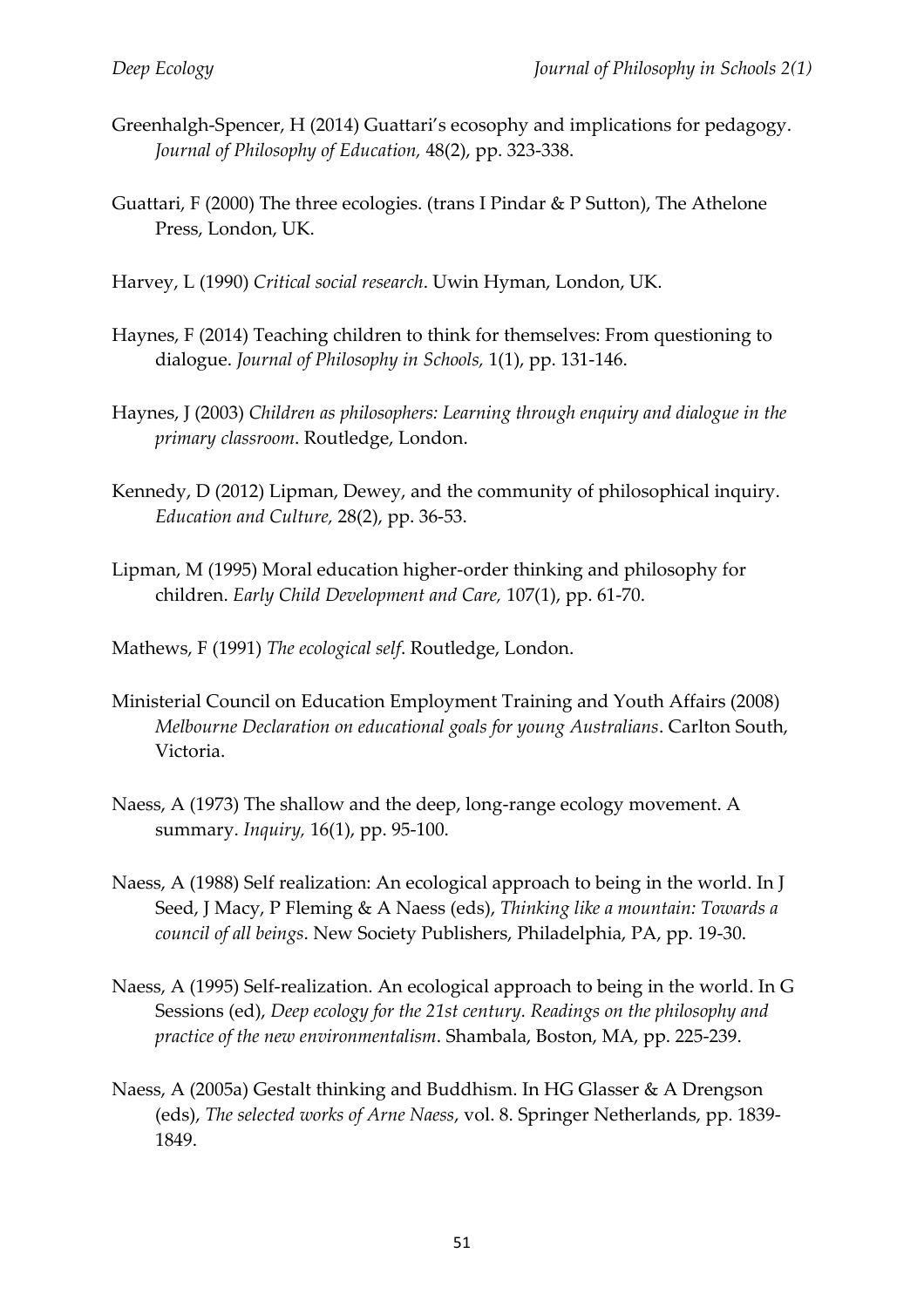Greenhalgh-Spencer, H (2014) Guattari's ecosophy and implications for pedagogy. *Journal of Philosophy of Education,* 48(2), pp. 323-338.

Guattari, F (2000) The three ecologies. (trans I Pindar & P Sutton), The Athelone Press, London, UK.

Harvey, L (1990) *Critical social research*. Uwin Hyman, London, UK.

Haynes, F (2014) Teaching children to think for themselves: From questioning to dialogue. *Journal of Philosophy in Schools,* 1(1), pp. 131-146.

Haynes, J (2003) *Children as philosophers: Learning through enquiry and dialogue in the primary classroom*. Routledge, London.

Kennedy, D (2012) Lipman, Dewey, and the community of philosophical inquiry. *Education and Culture,* 28(2), pp. 36-53.

Lipman, M (1995) Moral education higher-order thinking and philosophy for children. *Early Child Development and Care,* 107(1), pp. 61-70.

Mathews, F (1991) *The ecological self*. Routledge, London.

Ministerial Council on Education Employment Training and Youth Affairs (2008) *Melbourne Declaration on educational goals for young Australians*. Carlton South, Victoria.

Naess, A (1973) The shallow and the deep, long-range ecology movement. A summary. *Inquiry,* 16(1), pp. 95-100.

Naess, A (1988) Self realization: An ecological approach to being in the world. In J Seed, J Macy, P Fleming & A Naess (eds), *Thinking like a mountain: Towards a council of all beings*. New Society Publishers, Philadelphia, PA, pp. 19-30.

Naess, A (1995) Self-realization. An ecological approach to being in the world. In G Sessions (ed), *Deep ecology for the 21st century. Readings on the philosophy and practice of the new environmentalism*. Shambala, Boston, MA, pp. 225-239.

Naess, A (2005a) Gestalt thinking and Buddhism. In HG Glasser & A Drengson (eds), *The selected works of Arne Naess*, vol. 8. Springer Netherlands, pp. 1839-1849.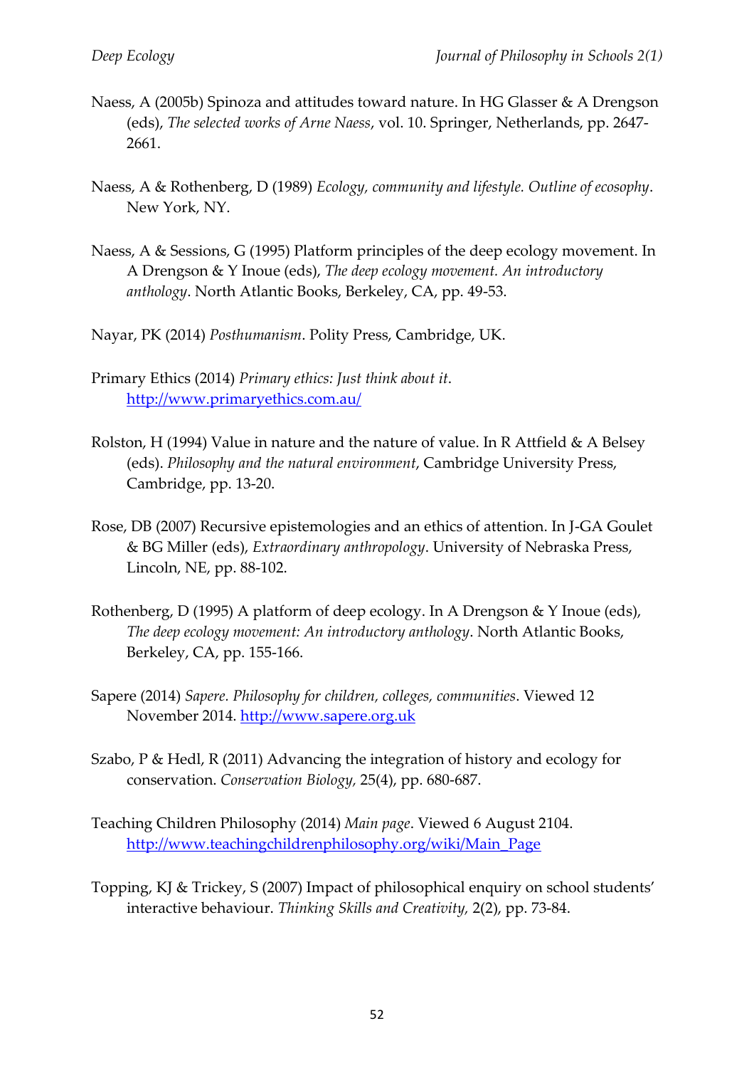Naess, A (2005b) Spinoza and attitudes toward nature. In HG Glasser & A Drengson (eds), *The selected works of Arne Naess*, vol. 10. Springer, Netherlands, pp. 2647-2661.

Naess, A & Rothenberg, D (1989) *Ecology, community and lifestyle. Outline of ecosophy*. New York, NY.

Naess, A & Sessions, G (1995) Platform principles of the deep ecology movement. In A Drengson & Y Inoue (eds), *The deep ecology movement. An introductory anthology*. North Atlantic Books, Berkeley, CA, pp. 49-53.

Nayar, PK (2014) *Posthumanism*. Polity Press, Cambridge, UK.

Primary Ethics (2014) *Primary ethics: Just think about it*. http://www.primaryethics.com.au/

Rolston, H (1994) Value in nature and the nature of value. In R Attfield & A Belsey (eds). *Philosophy and the natural environment*, Cambridge University Press, Cambridge, pp. 13-20.

Rose, DB (2007) Recursive epistemologies and an ethics of attention. In J-GA Goulet & BG Miller (eds), *Extraordinary anthropology*. University of Nebraska Press, Lincoln, NE, pp. 88-102.

Rothenberg, D (1995) A platform of deep ecology. In A Drengson & Y Inoue (eds), *The deep ecology movement: An introductory anthology*. North Atlantic Books, Berkeley, CA, pp. 155-166.

Sapere (2014) *Sapere. Philosophy for children, colleges, communities*. Viewed 12 November 2014. http://www.sapere.org.uk

Szabo, P & Hedl, R (2011) Advancing the integration of history and ecology for conservation. *Conservation Biology,* 25(4), pp. 680-687.

Teaching Children Philosophy (2014) *Main page*. Viewed 6 August 2104. http://www.teachingchildrenphilosophy.org/wiki/Main_Page

Topping, KJ & Trickey, S (2007) Impact of philosophical enquiry on school students' interactive behaviour. *Thinking Skills and Creativity,* 2(2), pp. 73-84.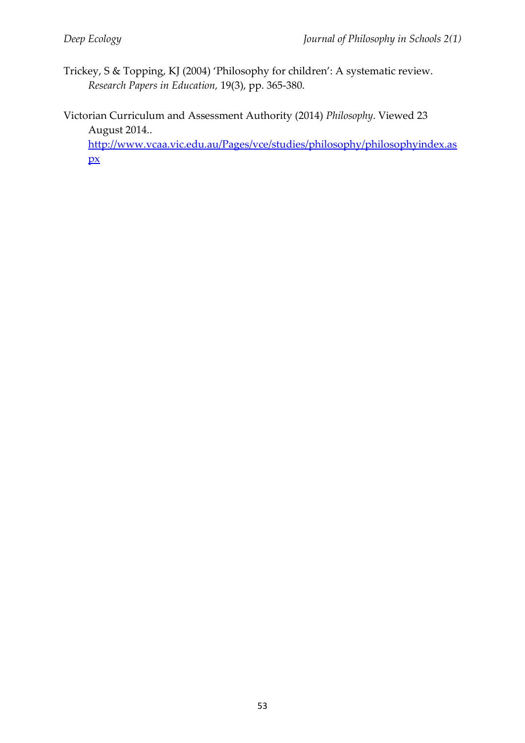Trickey, S & Topping, KJ (2004) 'Philosophy for children': A systematic review. *Research Papers in Education,* 19(3), pp. 365-380.

Victorian Curriculum and Assessment Authority (2014) *Philosophy*. Viewed 23 August 2014.. http://www.vcaa.vic.edu.au/Pages/vce/studies/philosophy/philosophyindex.aspx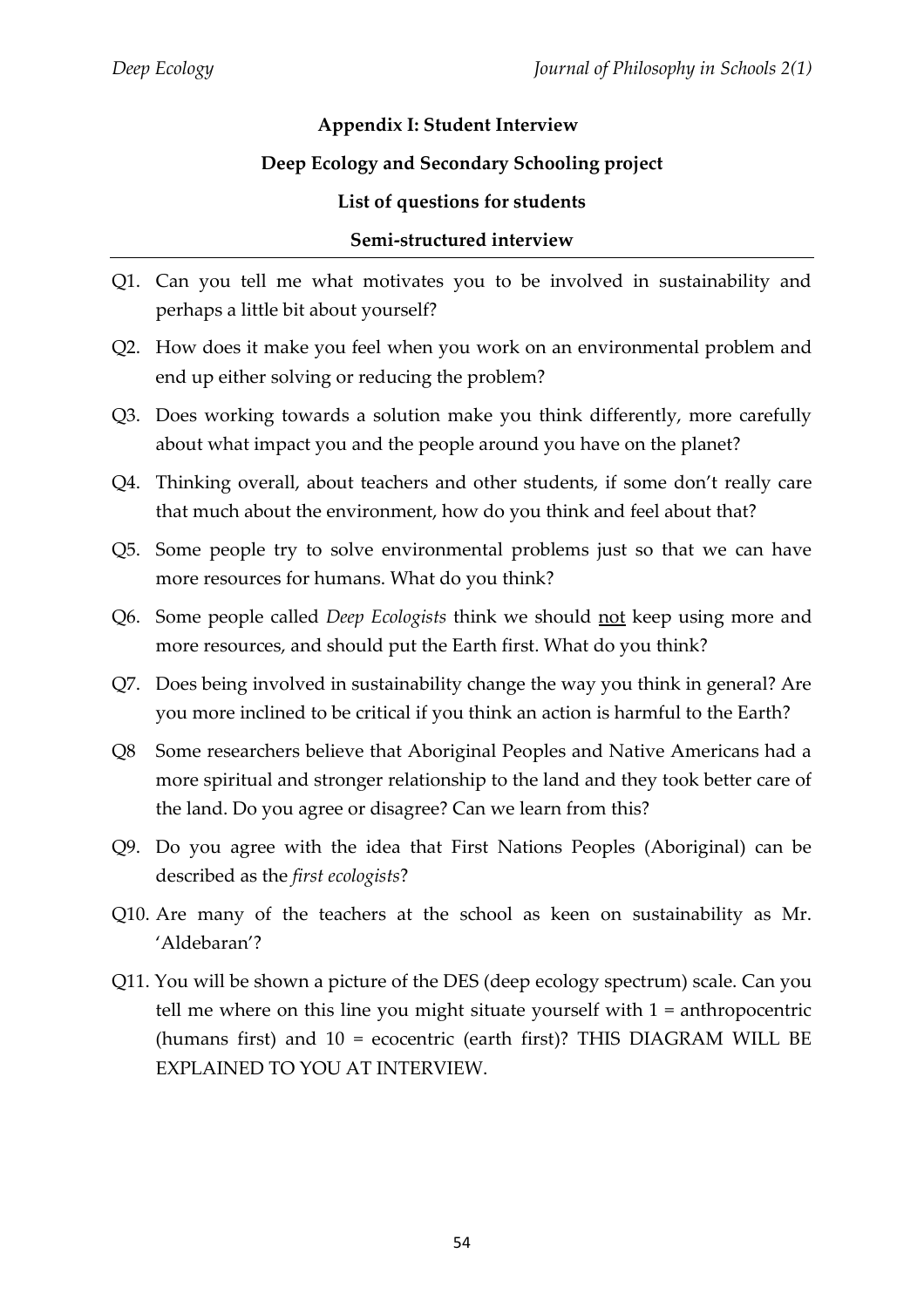**Appendix I: Student Interview**

**Deep Ecology and Secondary Schooling project**

**List of questions for students**

**Semi-structured interview**

---

Q1. Can you tell me what motivates you to be involved in sustainability and perhaps a little bit about yourself?

Q2. How does it make you feel when you work on an environmental problem and end up either solving or reducing the problem?

Q3. Does working towards a solution make you think differently, more carefully about what impact you and the people around you have on the planet?

Q4. Thinking overall, about teachers and other students, if some don't really care that much about the environment, how do you think and feel about that?

Q5. Some people try to solve environmental problems just so that we can have more resources for humans. What do you think?

Q6. Some people called *Deep Ecologists* think we should <u>not</u> keep using more and more resources, and should put the Earth first. What do you think?

Q7. Does being involved in sustainability change the way you think in general? Are you more inclined to be critical if you think an action is harmful to the Earth?

Q8 Some researchers believe that Aboriginal Peoples and Native Americans had a more spiritual and stronger relationship to the land and they took better care of the land. Do you agree or disagree? Can we learn from this?

Q9. Do you agree with the idea that First Nations Peoples (Aboriginal) can be described as the *first ecologists*?

Q10. Are many of the teachers at the school as keen on sustainability as Mr. 'Aldebaran'?

Q11. You will be shown a picture of the DES (deep ecology spectrum) scale. Can you tell me where on this line you might situate yourself with 1 = anthropocentric (humans first) and 10 = ecocentric (earth first)? THIS DIAGRAM WILL BE EXPLAINED TO YOU AT INTERVIEW.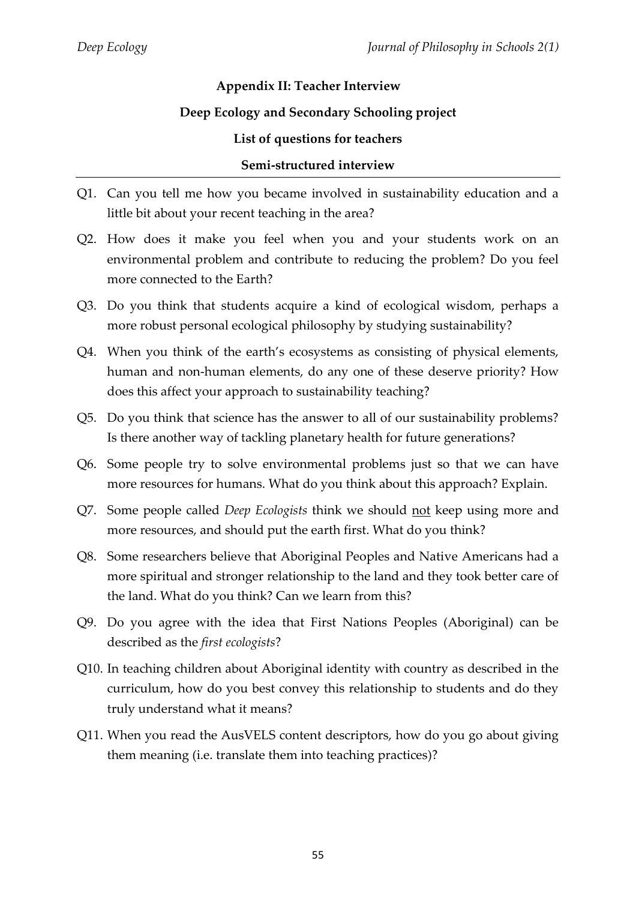## Appendix II: Teacher Interview

### Deep Ecology and Secondary Schooling project

### List of questions for teachers

### Semi-structured interview

---

Q1. Can you tell me how you became involved in sustainability education and a little bit about your recent teaching in the area?

Q2. How does it make you feel when you and your students work on an environmental problem and contribute to reducing the problem? Do you feel more connected to the Earth?

Q3. Do you think that students acquire a kind of ecological wisdom, perhaps a more robust personal ecological philosophy by studying sustainability?

Q4. When you think of the earth's ecosystems as consisting of physical elements, human and non-human elements, do any one of these deserve priority? How does this affect your approach to sustainability teaching?

Q5. Do you think that science has the answer to all of our sustainability problems? Is there another way of tackling planetary health for future generations?

Q6. Some people try to solve environmental problems just so that we can have more resources for humans. What do you think about this approach? Explain.

Q7. Some people called *Deep Ecologists* think we should <u>not</u> keep using more and more resources, and should put the earth first. What do you think?

Q8. Some researchers believe that Aboriginal Peoples and Native Americans had a more spiritual and stronger relationship to the land and they took better care of the land. What do you think? Can we learn from this?

Q9. Do you agree with the idea that First Nations Peoples (Aboriginal) can be described as the *first ecologists*?

Q10. In teaching children about Aboriginal identity with country as described in the curriculum, how do you best convey this relationship to students and do they truly understand what it means?

Q11. When you read the AusVELS content descriptors, how do you go about giving them meaning (i.e. translate them into teaching practices)?